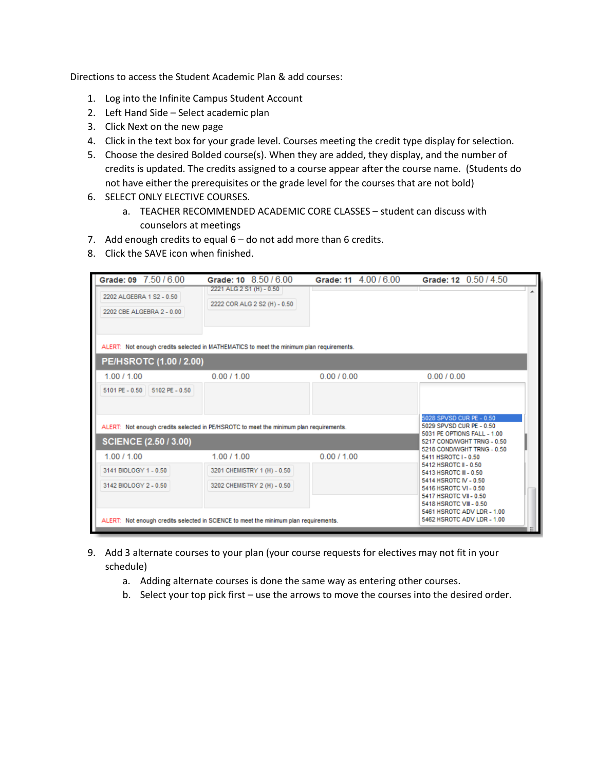Directions to access the Student Academic Plan & add courses:

1. Log into the Infinite Campus Student Account
2. Left Hand Side – Select academic plan
3. Click Next on the new page
4. Click in the text box for your grade level. Courses meeting the credit type display for selection.
5. Choose the desired Bolded course(s). When they are added, they display, and the number of credits is updated. The credits assigned to a course appear after the course name. (Students do not have either the prerequisites or the grade level for the courses that are not bold)
6. SELECT ONLY ELECTIVE COURSES.
   a. TEACHER RECOMMENDED ACADEMIC CORE CLASSES – student can discuss with counselors at meetings
7. Add enough credits to equal 6 – do not add more than 6 credits.
8. Click the SAVE icon when finished.

| Grade: 09 7.50 / 6.00 | Grade: 10 8.50 / 6.00 | Grade: 11 4.00 / 6.00 | Grade: 12 0.50 / 4.50 |
|---|---|---|---|
| 2202 ALGEBRA 1 S2 - 0.50<br>2202 CBE ALGEBRA 2 - 0.00 | 2221 ALG 2 S1 (H) - 0.50<br>2222 COR ALG 2 S2 (H) - 0.50 | | |

ALERT: Not enough credits selected in MATHEMATICS to meet the minimum plan requirements.

**PE/HSROTC (1.00 / 2.00)**

| 1.00 / 1.00 | 0.00 / 1.00 | 0.00 / 0.00 | 0.00 / 0.00 |
|---|---|---|---|
| 5101 PE - 0.50<br>5102 PE - 0.50 | | | 5028 SPVSD CUR PE - 0.50<br>5029 SPVSD CUR PE - 0.50<br>5031 PE OPTIONS FALL - 1.00<br>5217 COND/WGHT TRNG - 0.50<br>5218 COND/WGHT TRNG - 0.50<br>5411 HSROTC I - 0.50<br>5412 HSROTC II - 0.50<br>5413 HSROTC III - 0.50<br>5414 HSROTC IV - 0.50<br>5416 HSROTC VI - 0.50<br>5417 HSROTC VII - 0.50<br>5418 HSROTC VIII - 0.50<br>5461 HSROTC ADV LDR - 1.00<br>5462 HSROTC ADV LDR - 1.00 |

ALERT: Not enough credits selected in PE/HSROTC to meet the minimum plan requirements.

**SCIENCE (2.50 / 3.00)**

| 1.00 / 1.00 | 1.00 / 1.00 | 0.00 / 1.00 |
|---|---|---|
| 3141 BIOLOGY 1 - 0.50<br>3142 BIOLOGY 2 - 0.50 | 3201 CHEMISTRY 1 (H) - 0.50<br>3202 CHEMISTRY 2 (H) - 0.50 | |

ALERT: Not enough credits selected in SCIENCE to meet the minimum plan requirements.

9. Add 3 alternate courses to your plan (your course requests for electives may not fit in your schedule)
   a. Adding alternate courses is done the same way as entering other courses.
   b. Select your top pick first – use the arrows to move the courses into the desired order.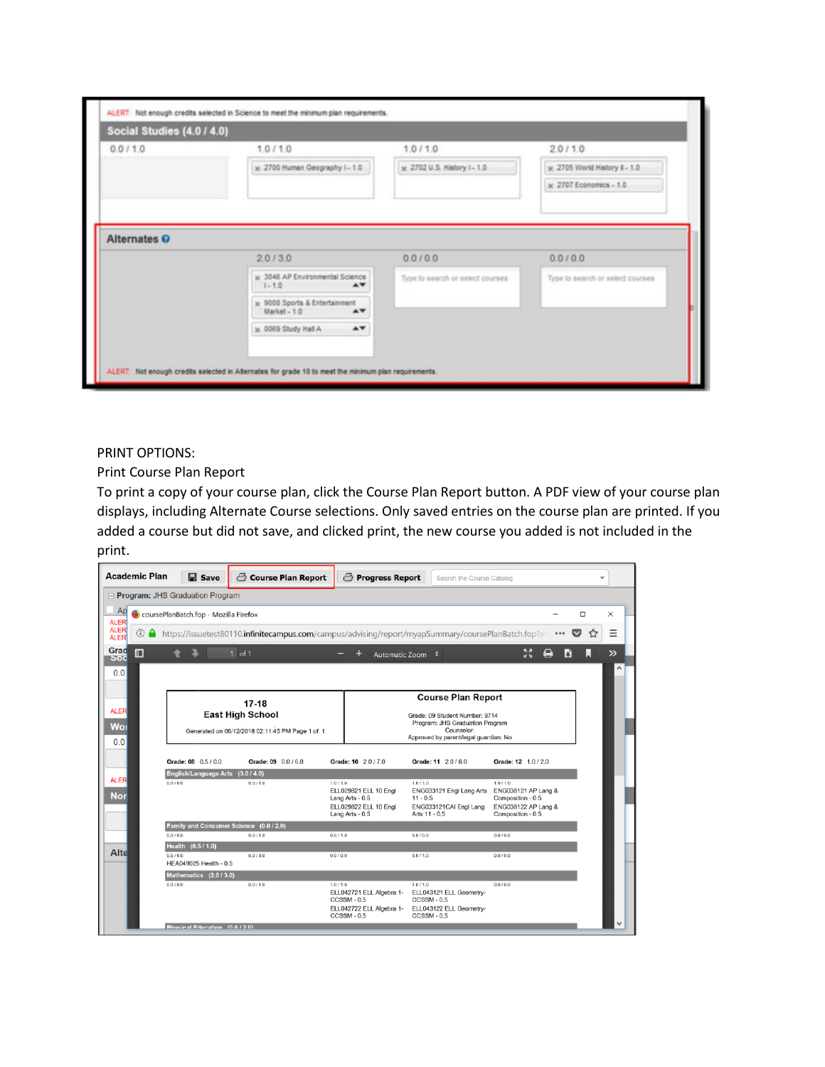PRINT OPTIONS:

Print Course Plan Report

To print a copy of your course plan, click the Course Plan Report button. A PDF view of your course plan displays, including Alternate Course selections. Only saved entries on the course plan are printed. If you added a course but did not save, and clicked print, the new course you added is not included in the print.